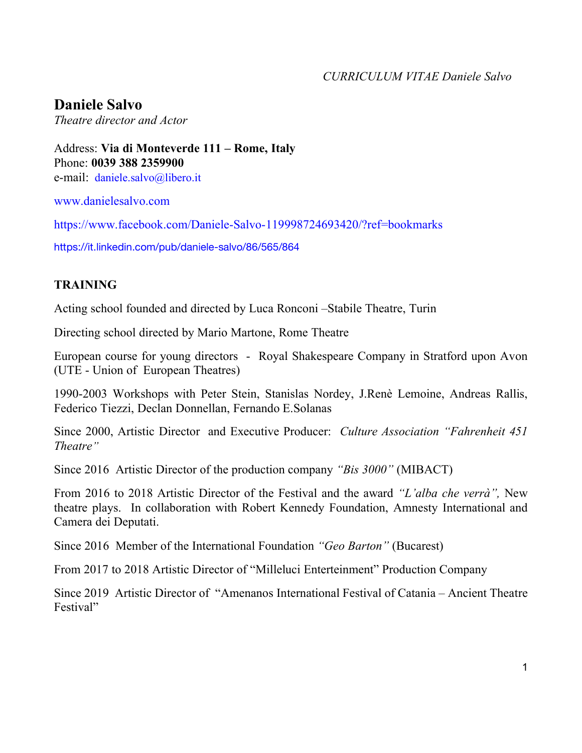*CURRICULUM VITAE Daniele Salvo*

# Daniele Salvo

*Theatre director and Actor*

Address: **Via di Monteverde 111 – Rome, Italy**
Phone: **0039 388 2359900**
e-mail: daniele.salvo@libero.it

www.danielesalvo.com

https://www.facebook.com/Daniele-Salvo-119998724693420/?ref=bookmarks

https://it.linkedin.com/pub/daniele-salvo/86/565/864

## TRAINING

Acting school founded and directed by Luca Ronconi –Stabile Theatre, Turin

Directing school directed by Mario Martone, Rome Theatre

European course for young directors - Royal Shakespeare Company in Stratford upon Avon (UTE - Union of European Theatres)

1990-2003 Workshops with Peter Stein, Stanislas Nordey, J.Renè Lemoine, Andreas Rallis, Federico Tiezzi, Declan Donnellan, Fernando E.Solanas

Since 2000, Artistic Director and Executive Producer: *Culture Association "Fahrenheit 451 Theatre"*

Since 2016 Artistic Director of the production company *"Bis 3000"* (MIBACT)

From 2016 to 2018 Artistic Director of the Festival and the award *"L'alba che verrà",* New theatre plays. In collaboration with Robert Kennedy Foundation, Amnesty International and Camera dei Deputati.

Since 2016 Member of the International Foundation *"Geo Barton"* (Bucarest)

From 2017 to 2018 Artistic Director of "Milleluci Enterteinment" Production Company

Since 2019 Artistic Director of "Amenanos International Festival of Catania – Ancient Theatre Festival"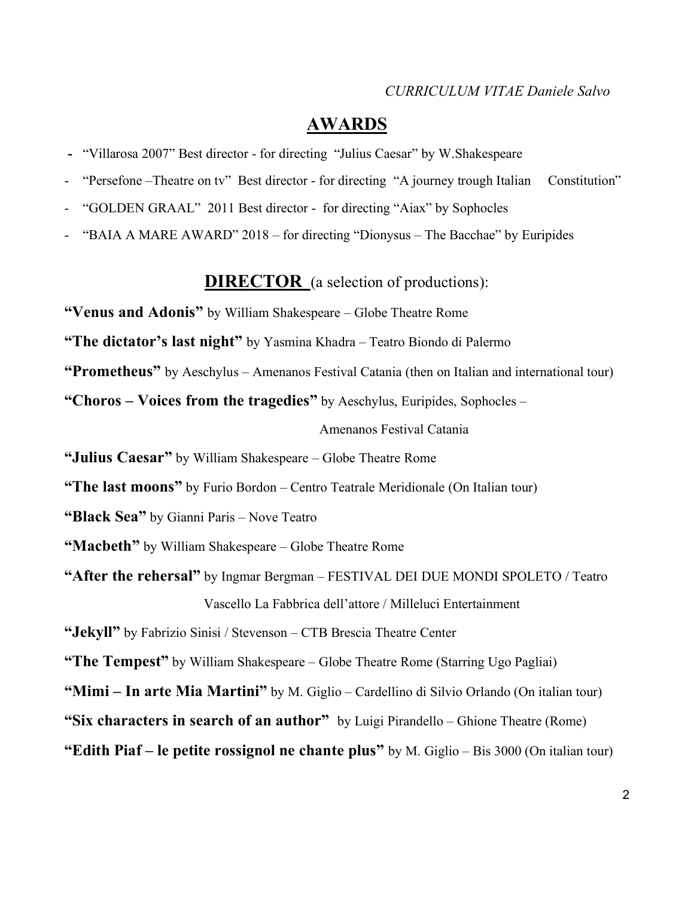## AWARDS

- "Villarosa 2007" Best director - for directing "Julius Caesar" by W.Shakespeare
- "Persefone –Theatre on tv" Best director - for directing "A journey trough Italian Constitution"
- "GOLDEN GRAAL" 2011 Best director - for directing "Aiax" by Sophocles
- "BAIA A MARE AWARD" 2018 – for directing "Dionysus – The Bacchae" by Euripides

## DIRECTOR (a selection of productions):

**"Venus and Adonis"** by William Shakespeare – Globe Theatre Rome

**"The dictator's last night"** by Yasmina Khadra – Teatro Biondo di Palermo

**"Prometheus"** by Aeschylus – Amenanos Festival Catania (then on Italian and international tour)

**"Choros – Voices from the tragedies"** by Aeschylus, Euripides, Sophocles – Amenanos Festival Catania

**"Julius Caesar"** by William Shakespeare – Globe Theatre Rome

**"The last moons"** by Furio Bordon – Centro Teatrale Meridionale (On Italian tour)

**"Black Sea"** by Gianni Paris – Nove Teatro

**"Macbeth"** by William Shakespeare – Globe Theatre Rome

**"After the rehersal"** by Ingmar Bergman – FESTIVAL DEI DUE MONDI SPOLETO / Teatro Vascello La Fabbrica dell'attore / Milleluci Entertainment

**"Jekyll"** by Fabrizio Sinisi / Stevenson – CTB Brescia Theatre Center

**"The Tempest"** by William Shakespeare – Globe Theatre Rome (Starring Ugo Pagliai)

**"Mimi – In arte Mia Martini"** by M. Giglio – Cardellino di Silvio Orlando (On italian tour)

**"Six characters in search of an author"** by Luigi Pirandello – Ghione Theatre (Rome)

**"Edith Piaf – le petite rossignol ne chante plus"** by M. Giglio – Bis 3000 (On italian tour)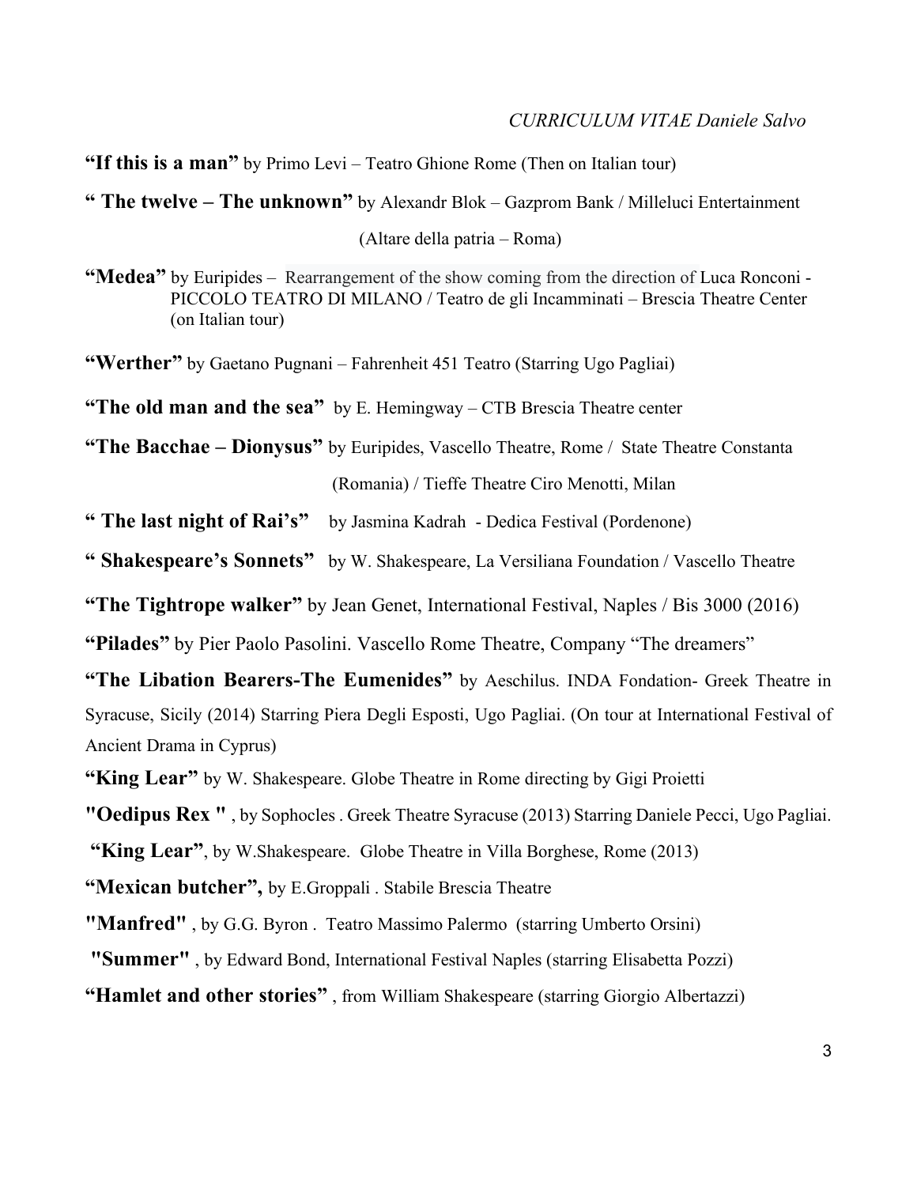**"If this is a man"** by Primo Levi – Teatro Ghione Rome (Then on Italian tour)

**" The twelve – The unknown"** by Alexandr Blok – Gazprom Bank / Milleluci Entertainment (Altare della patria – Roma)

**"Medea"** by Euripides – Rearrangement of the show coming from the direction of Luca Ronconi - PICCOLO TEATRO DI MILANO / Teatro de gli Incamminati – Brescia Theatre Center (on Italian tour)

**"Werther"** by Gaetano Pugnani – Fahrenheit 451 Teatro (Starring Ugo Pagliai)

**"The old man and the sea"** by E. Hemingway – CTB Brescia Theatre center

**"The Bacchae – Dionysus"** by Euripides, Vascello Theatre, Rome / State Theatre Constanta (Romania) / Tieffe Theatre Ciro Menotti, Milan

**" The last night of Rai's"** by Jasmina Kadrah - Dedica Festival (Pordenone)

**" Shakespeare's Sonnets"** by W. Shakespeare, La Versiliana Foundation / Vascello Theatre

**"The Tightrope walker"** by Jean Genet, International Festival, Naples / Bis 3000 (2016)

**"Pilades"** by Pier Paolo Pasolini. Vascello Rome Theatre, Company "The dreamers"

**"The Libation Bearers-The Eumenides"** by Aeschilus. INDA Fondation- Greek Theatre in Syracuse, Sicily (2014) Starring Piera Degli Esposti, Ugo Pagliai. (On tour at International Festival of Ancient Drama in Cyprus)

**"King Lear"** by W. Shakespeare. Globe Theatre in Rome directing by Gigi Proietti

**"Oedipus Rex "** , by Sophocles . Greek Theatre Syracuse (2013) Starring Daniele Pecci, Ugo Pagliai.

**"King Lear"**, by W.Shakespeare. Globe Theatre in Villa Borghese, Rome (2013)

**"Mexican butcher",** by E.Groppali . Stabile Brescia Theatre

**"Manfred"** , by G.G. Byron . Teatro Massimo Palermo (starring Umberto Orsini)

**"Summer"** , by Edward Bond, International Festival Naples (starring Elisabetta Pozzi)

**"Hamlet and other stories"** , from William Shakespeare (starring Giorgio Albertazzi)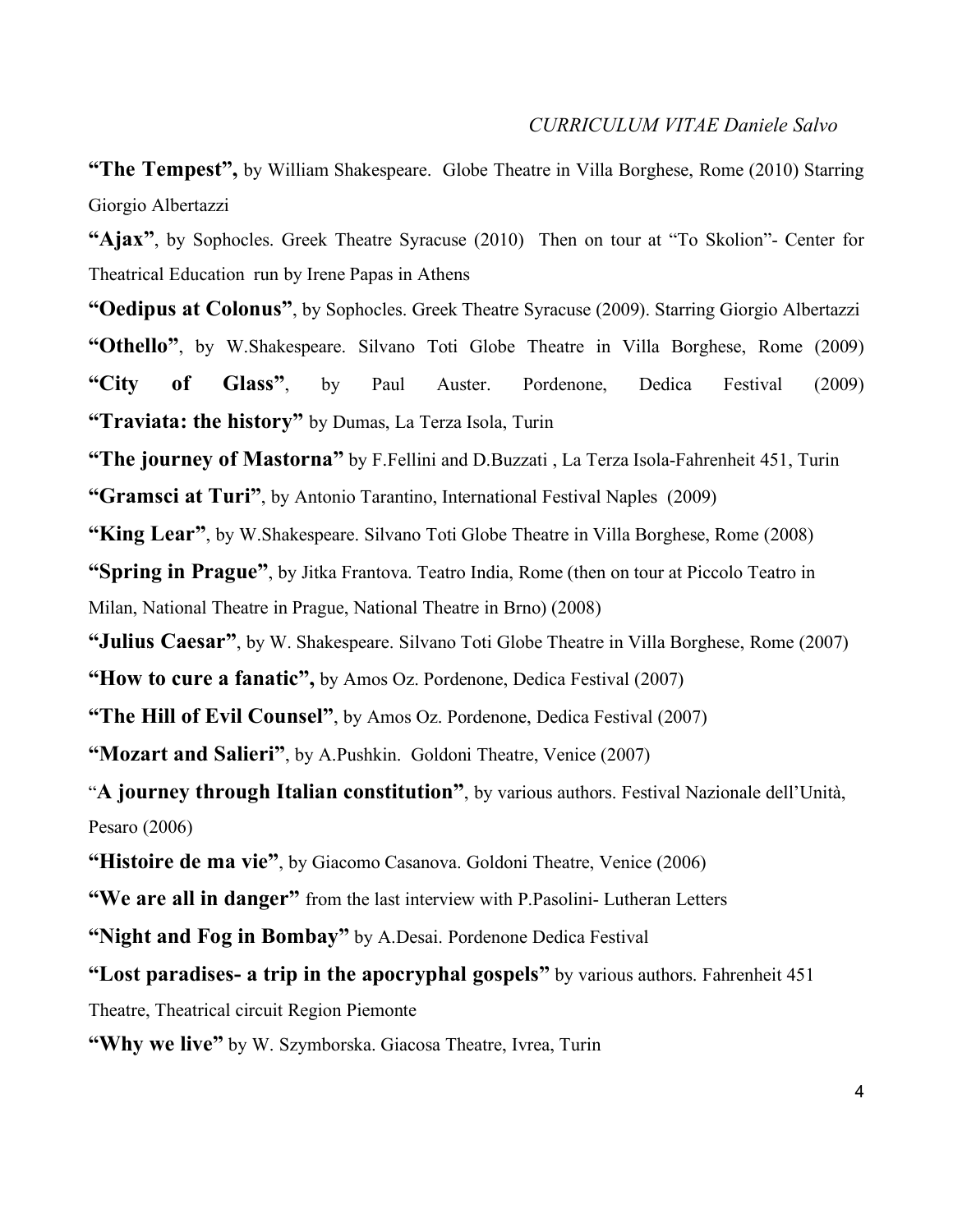**“The Tempest”,** by William Shakespeare. Globe Theatre in Villa Borghese, Rome (2010) Starring Giorgio Albertazzi

**“Ajax”**, by Sophocles. Greek Theatre Syracuse (2010) Then on tour at “To Skolion”- Center for Theatrical Education run by Irene Papas in Athens

**“Oedipus at Colonus”**, by Sophocles. Greek Theatre Syracuse (2009). Starring Giorgio Albertazzi

**“Othello”**, by W.Shakespeare. Silvano Toti Globe Theatre in Villa Borghese, Rome (2009)

**“City of Glass”**, by Paul Auster. Pordenone, Dedica Festival (2009)

**“Traviata: the history”** by Dumas, La Terza Isola, Turin

**“The journey of Mastorna”** by F.Fellini and D.Buzzati , La Terza Isola-Fahrenheit 451, Turin

**“Gramsci at Turi”**, by Antonio Tarantino, International Festival Naples (2009)

**“King Lear”**, by W.Shakespeare. Silvano Toti Globe Theatre in Villa Borghese, Rome (2008)

**“Spring in Prague”**, by Jitka Frantova. Teatro India, Rome (then on tour at Piccolo Teatro in Milan, National Theatre in Prague, National Theatre in Brno) (2008)

**“Julius Caesar”**, by W. Shakespeare. Silvano Toti Globe Theatre in Villa Borghese, Rome (2007)

**“How to cure a fanatic”,** by Amos Oz. Pordenone, Dedica Festival (2007)

**“The Hill of Evil Counsel”**, by Amos Oz. Pordenone, Dedica Festival (2007)

**“Mozart and Salieri”**, by A.Pushkin. Goldoni Theatre, Venice (2007)

“**A journey through Italian constitution”**, by various authors. Festival Nazionale dell’Unità, Pesaro (2006)

**“Histoire de ma vie”**, by Giacomo Casanova. Goldoni Theatre, Venice (2006)

**“We are all in danger”** from the last interview with P.Pasolini- Lutheran Letters

**“Night and Fog in Bombay”** by A.Desai. Pordenone Dedica Festival

**“Lost paradises- a trip in the apocryphal gospels”** by various authors. Fahrenheit 451 Theatre, Theatrical circuit Region Piemonte

**“Why we live”** by W. Szymborska. Giacosa Theatre, Ivrea, Turin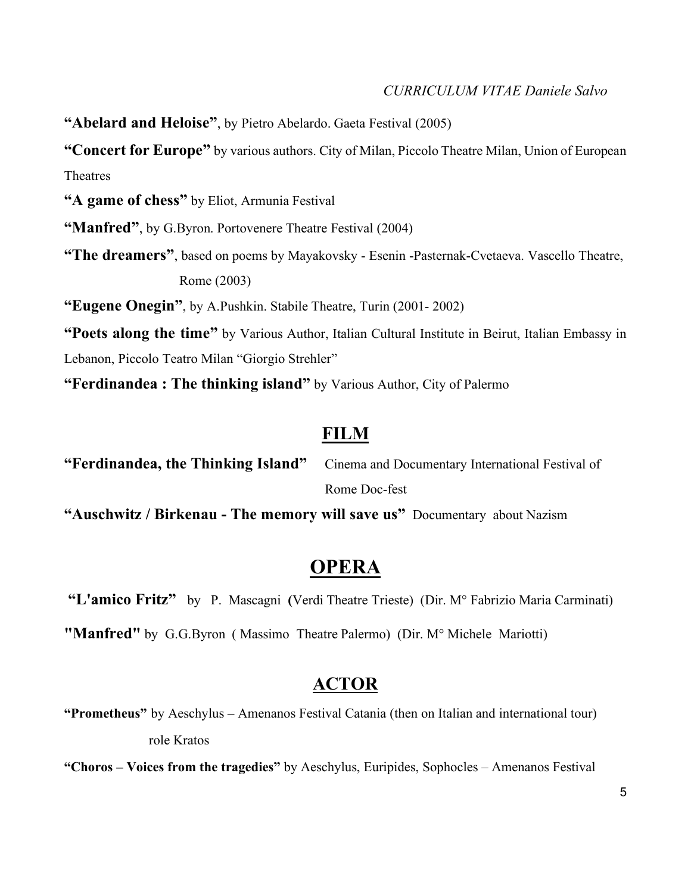**“Abelard and Heloise”**, by Pietro Abelardo. Gaeta Festival (2005)

**“Concert for Europe”** by various authors. City of Milan, Piccolo Theatre Milan, Union of European Theatres

**“A game of chess”** by Eliot, Armunia Festival

**“Manfred”**, by G.Byron. Portovenere Theatre Festival (2004)

**“The dreamers”**, based on poems by Mayakovsky - Esenin -Pasternak-Cvetaeva. Vascello Theatre, Rome (2003)

**“Eugene Onegin”**, by A.Pushkin. Stabile Theatre, Turin (2001- 2002)

**“Poets along the time”** by Various Author, Italian Cultural Institute in Beirut, Italian Embassy in Lebanon, Piccolo Teatro Milan “Giorgio Strehler”

**“Ferdinandea : The thinking island”** by Various Author, City of Palermo

## FILM

**“Ferdinandea, the Thinking Island”** Cinema and Documentary International Festival of Rome Doc-fest

**“Auschwitz / Birkenau - The memory will save us”** Documentary about Nazism

## OPERA

**“L'amico Fritz”** by P. Mascagni (Verdi Theatre Trieste) (Dir. M° Fabrizio Maria Carminati)

**"Manfred"** by G.G.Byron ( Massimo Theatre Palermo) (Dir. M° Michele Mariotti)

## ACTOR

**“Prometheus”** by Aeschylus – Amenanos Festival Catania (then on Italian and international tour) role Kratos

**“Choros – Voices from the tragedies”** by Aeschylus, Euripides, Sophocles – Amenanos Festival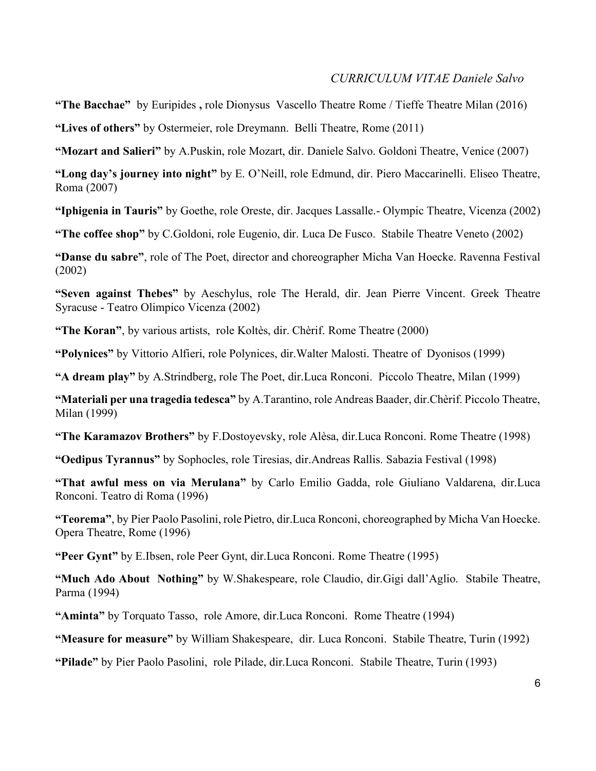**"The Bacchae"** by Euripides **,** role Dionysus Vascello Theatre Rome / Tieffe Theatre Milan (2016)

**"Lives of others"** by Ostermeier, role Dreymann. Belli Theatre, Rome (2011)

**"Mozart and Salieri"** by A.Puskin, role Mozart, dir. Daniele Salvo. Goldoni Theatre, Venice (2007)

**"Long day's journey into night"** by E. O'Neill, role Edmund, dir. Piero Maccarinelli. Eliseo Theatre, Roma (2007)

**"Iphigenia in Tauris"** by Goethe, role Oreste, dir. Jacques Lassalle.- Olympic Theatre, Vicenza (2002)

**"The coffee shop"** by C.Goldoni, role Eugenio, dir. Luca De Fusco. Stabile Theatre Veneto (2002)

**"Danse du sabre"**, role of The Poet, director and choreographer Micha Van Hoecke. Ravenna Festival (2002)

**"Seven against Thebes"** by Aeschylus, role The Herald, dir. Jean Pierre Vincent. Greek Theatre Syracuse - Teatro Olimpico Vicenza (2002)

**"The Koran"**, by various artists, role Koltès, dir. Chèrif. Rome Theatre (2000)

**"Polynices"** by Vittorio Alfieri, role Polynices, dir.Walter Malosti. Theatre of Dyonisos (1999)

**"A dream play"** by A.Strindberg, role The Poet, dir.Luca Ronconi. Piccolo Theatre, Milan (1999)

**"Materiali per una tragedia tedesca"** by A.Tarantino, role Andreas Baader, dir.Chèrif. Piccolo Theatre, Milan (1999)

**"The Karamazov Brothers"** by F.Dostoyevsky, role Alèsa, dir.Luca Ronconi. Rome Theatre (1998)

**"Oedipus Tyrannus"** by Sophocles, role Tiresias, dir.Andreas Rallis. Sabazia Festival (1998)

**"That awful mess on via Merulana"** by Carlo Emilio Gadda, role Giuliano Valdarena, dir.Luca Ronconi. Teatro di Roma (1996)

**"Teorema"**, by Pier Paolo Pasolini, role Pietro, dir.Luca Ronconi, choreographed by Micha Van Hoecke. Opera Theatre, Rome (1996)

**"Peer Gynt"** by E.Ibsen, role Peer Gynt, dir.Luca Ronconi. Rome Theatre (1995)

**"Much Ado About Nothing"** by W.Shakespeare, role Claudio, dir.Gigi dall'Aglio. Stabile Theatre, Parma (1994)

**"Aminta"** by Torquato Tasso, role Amore, dir.Luca Ronconi. Rome Theatre (1994)

**"Measure for measure"** by William Shakespeare, dir. Luca Ronconi. Stabile Theatre, Turin (1992)

**"Pilade"** by Pier Paolo Pasolini, role Pilade, dir.Luca Ronconi. Stabile Theatre, Turin (1993)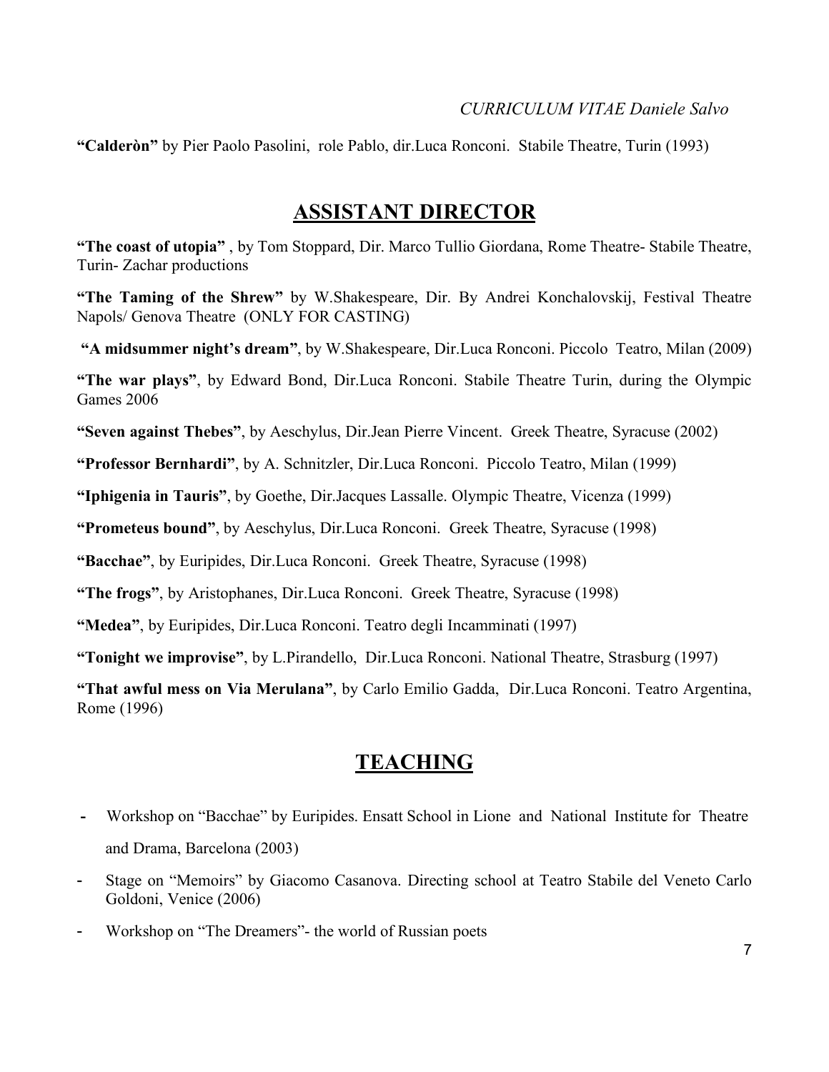**"Calderòn"** by Pier Paolo Pasolini, role Pablo, dir.Luca Ronconi. Stabile Theatre, Turin (1993)

## ASSISTANT DIRECTOR

**"The coast of utopia"** , by Tom Stoppard, Dir. Marco Tullio Giordana, Rome Theatre- Stabile Theatre, Turin- Zachar productions

**"The Taming of the Shrew"** by W.Shakespeare, Dir. By Andrei Konchalovskij, Festival Theatre Napols/ Genova Theatre (ONLY FOR CASTING)

**"A midsummer night's dream"**, by W.Shakespeare, Dir.Luca Ronconi. Piccolo Teatro, Milan (2009)

**"The war plays"**, by Edward Bond, Dir.Luca Ronconi. Stabile Theatre Turin, during the Olympic Games 2006

**"Seven against Thebes"**, by Aeschylus, Dir.Jean Pierre Vincent. Greek Theatre, Syracuse (2002)

**"Professor Bernhardi"**, by A. Schnitzler, Dir.Luca Ronconi. Piccolo Teatro, Milan (1999)

**"Iphigenia in Tauris"**, by Goethe, Dir.Jacques Lassalle. Olympic Theatre, Vicenza (1999)

**"Prometeus bound"**, by Aeschylus, Dir.Luca Ronconi. Greek Theatre, Syracuse (1998)

**"Bacchae"**, by Euripides, Dir.Luca Ronconi. Greek Theatre, Syracuse (1998)

**"The frogs"**, by Aristophanes, Dir.Luca Ronconi. Greek Theatre, Syracuse (1998)

**"Medea"**, by Euripides, Dir.Luca Ronconi. Teatro degli Incamminati (1997)

**"Tonight we improvise"**, by L.Pirandello, Dir.Luca Ronconi. National Theatre, Strasburg (1997)

**"That awful mess on Via Merulana"**, by Carlo Emilio Gadda, Dir.Luca Ronconi. Teatro Argentina, Rome (1996)

## TEACHING

- Workshop on "Bacchae" by Euripides. Ensatt School in Lione and National Institute for Theatre and Drama, Barcelona (2003)
- Stage on "Memoirs" by Giacomo Casanova. Directing school at Teatro Stabile del Veneto Carlo Goldoni, Venice (2006)
- Workshop on "The Dreamers"- the world of Russian poets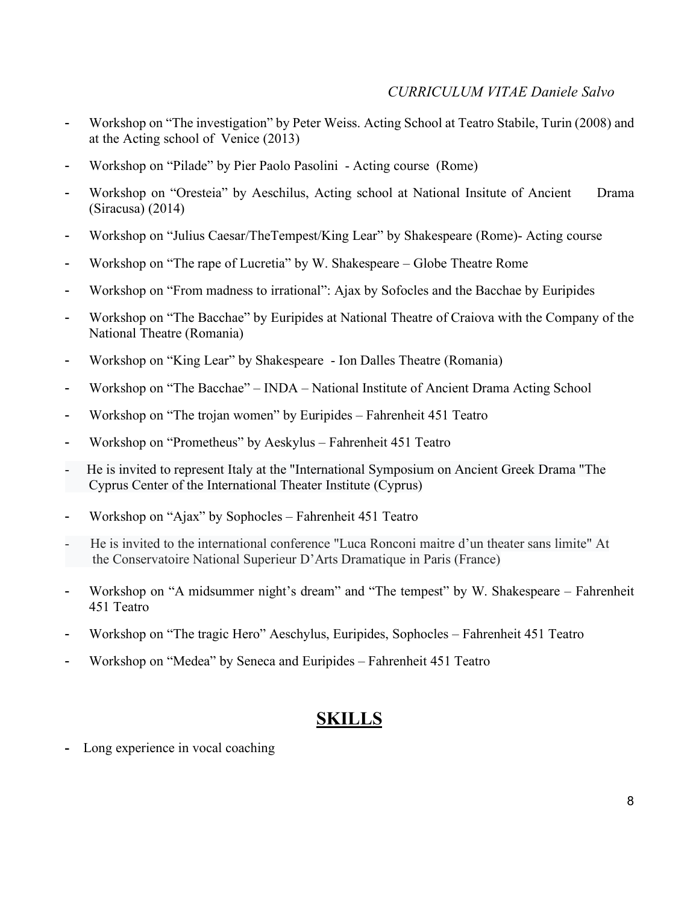- Workshop on “The investigation” by Peter Weiss. Acting School at Teatro Stabile, Turin (2008) and at the Acting school of Venice (2013)
- Workshop on “Pilade” by Pier Paolo Pasolini - Acting course (Rome)
- Workshop on “Oresteia” by Aeschilus, Acting school at National Insitute of Ancient Drama (Siracusa) (2014)
- Workshop on “Julius Caesar/TheTempest/King Lear” by Shakespeare (Rome)- Acting course
- Workshop on “The rape of Lucretia” by W. Shakespeare – Globe Theatre Rome
- Workshop on “From madness to irrational”: Ajax by Sofocles and the Bacchae by Euripides
- Workshop on “The Bacchae” by Euripides at National Theatre of Craiova with the Company of the National Theatre (Romania)
- Workshop on “King Lear” by Shakespeare - Ion Dalles Theatre (Romania)
- Workshop on “The Bacchae” – INDA – National Institute of Ancient Drama Acting School
- Workshop on “The trojan women” by Euripides – Fahrenheit 451 Teatro
- Workshop on “Prometheus” by Aeskylus – Fahrenheit 451 Teatro
- He is invited to represent Italy at the "International Symposium on Ancient Greek Drama "The Cyprus Center of the International Theater Institute (Cyprus)
- Workshop on “Ajax” by Sophocles – Fahrenheit 451 Teatro
- He is invited to the international conference "Luca Ronconi maitre d’un theater sans limite" At the Conservatoire National Superieur D’Arts Dramatique in Paris (France)
- Workshop on “A midsummer night’s dream” and “The tempest” by W. Shakespeare – Fahrenheit 451 Teatro
- Workshop on “The tragic Hero” Aeschylus, Euripides, Sophocles – Fahrenheit 451 Teatro
- Workshop on “Medea” by Seneca and Euripides – Fahrenheit 451 Teatro

## SKILLS

- Long experience in vocal coaching